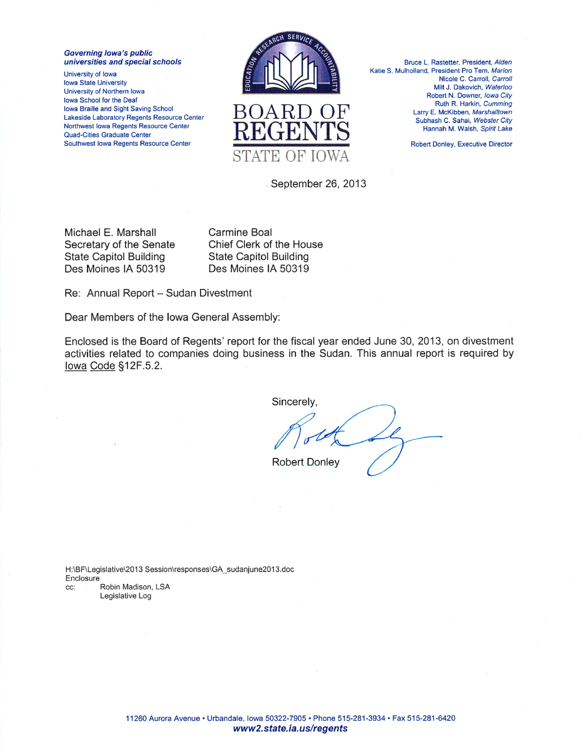***Governing Iowa's public universities and special schools***

University of Iowa
Iowa State University
University of Northern Iowa
Iowa School for the Deaf
Iowa Braille and Sight Saving School
Lakeside Laboratory Regents Resource Center
Northwest Iowa Regents Resource Center
Quad-Cities Graduate Center
Southwest Iowa Regents Resource Center

# BOARD OF REGENTS
STATE OF IOWA

Bruce L. Rastetter, President, *Alden*
Katie S. Mulholland, President Pro Tem, *Marion*
Nicole C. Carroll, *Carroll*
Milt J. Dakovich, *Waterloo*
Robert N. Downer, *Iowa City*
Ruth R. Harkin, *Cumming*
Larry E. McKibben, *Marshalltown*
Subhash C. Sahai, *Webster City*
Hannah M. Walsh, *Spirit Lake*

Robert Donley, Executive Director

September 26, 2013

Michael E. Marshall
Secretary of the Senate
State Capitol Building
Des Moines IA 50319

Carmine Boal
Chief Clerk of the House
State Capitol Building
Des Moines IA 50319

Re: Annual Report – Sudan Divestment

Dear Members of the Iowa General Assembly:

Enclosed is the Board of Regents' report for the fiscal year ended June 30, 2013, on divestment activities related to companies doing business in the Sudan. This annual report is required by Iowa Code §12F.5.2.

Sincerely,

Robert Donley

H:\BF\Legislative\2013 Session\responses\GA_sudanjune2013.doc
Enclosure
cc: Robin Madison, LSA
Legislative Log

11260 Aurora Avenue • Urbandale, Iowa 50322-7905 • Phone 515-281-3934 • Fax 515-281-6420
***www2.state.ia.us/regents***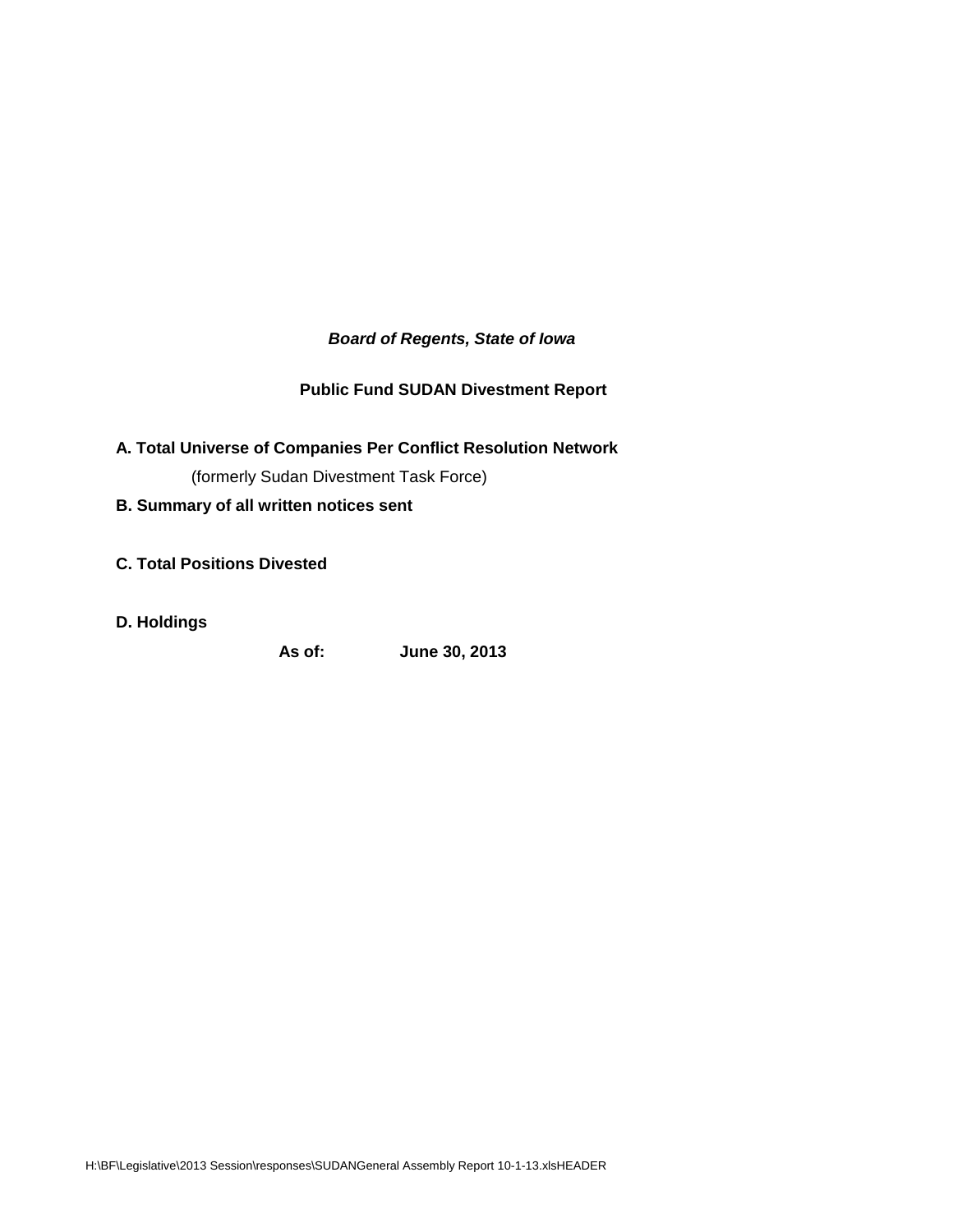***Board of Regents, State of Iowa***

**Public Fund SUDAN Divestment Report**

**A. Total Universe of Companies Per Conflict Resolution Network**

(formerly Sudan Divestment Task Force)

**B. Summary of all written notices sent**

**C. Total Positions Divested**

**D. Holdings**

**As of: June 30, 2013**

H:\BF\Legislative\2013 Session\responses\SUDANGeneral Assembly Report 10-1-13.xlsHEADER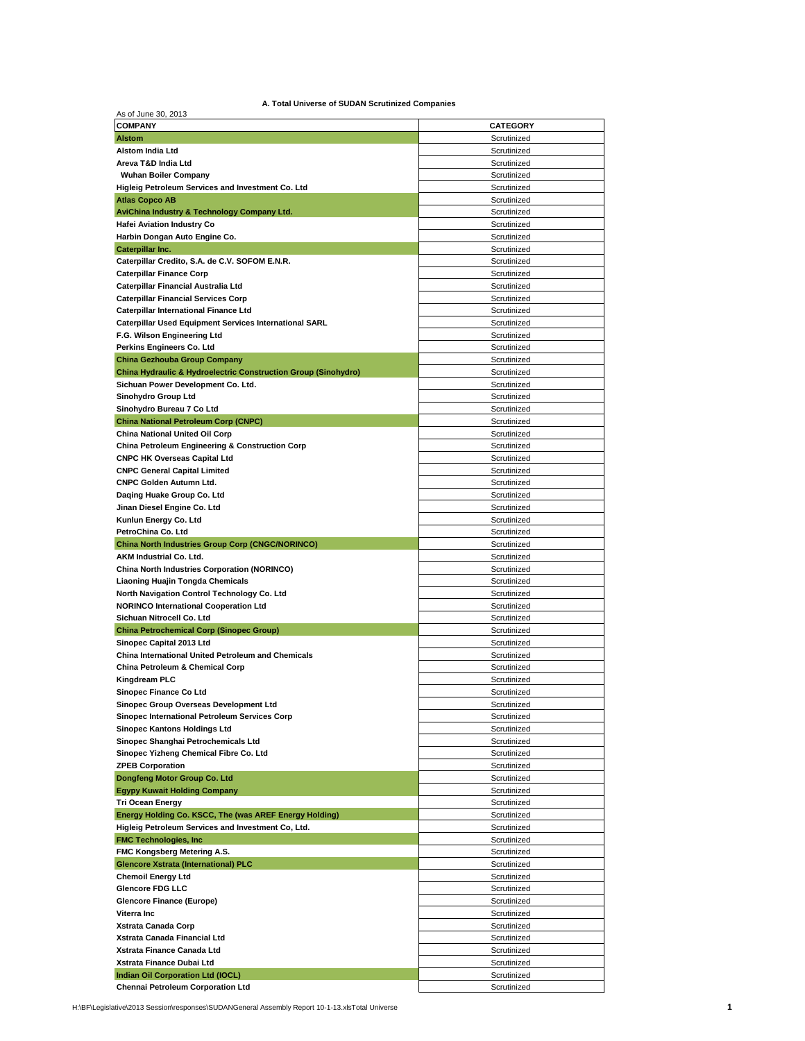**A. Total Universe of SUDAN Scrutinized Companies**

As of June 30, 2013

| COMPANY | CATEGORY |
|---|---|
| **Alstom** | Scrutinized |
| Alstom India Ltd | Scrutinized |
| Areva T&D India Ltd | Scrutinized |
| Wuhan Boiler Company | Scrutinized |
| Higleig Petroleum Services and Investment Co. Ltd | Scrutinized |
| **Atlas Copco AB** | Scrutinized |
| **AviChina Industry & Technology Company Ltd.** | Scrutinized |
| Hafei Aviation Industry Co | Scrutinized |
| Harbin Dongan Auto Engine Co. | Scrutinized |
| **Caterpillar Inc.** | Scrutinized |
| Caterpillar Credito, S.A. de C.V. SOFOM E.N.R. | Scrutinized |
| Caterpillar Finance Corp | Scrutinized |
| Caterpillar Financial Australia Ltd | Scrutinized |
| Caterpillar Financial Services Corp | Scrutinized |
| Caterpillar International Finance Ltd | Scrutinized |
| Caterpillar Used Equipment Services International SARL | Scrutinized |
| F.G. Wilson Engineering Ltd | Scrutinized |
| Perkins Engineers Co. Ltd | Scrutinized |
| **China Gezhouba Group Company** | Scrutinized |
| **China Hydraulic & Hydroelectric Construction Group (Sinohydro)** | Scrutinized |
| Sichuan Power Development Co. Ltd. | Scrutinized |
| Sinohydro Group Ltd | Scrutinized |
| Sinohydro Bureau 7 Co Ltd | Scrutinized |
| **China National Petroleum Corp (CNPC)** | Scrutinized |
| China National United Oil Corp | Scrutinized |
| China Petroleum Engineering & Construction Corp | Scrutinized |
| CNPC HK Overseas Capital Ltd | Scrutinized |
| CNPC General Capital Limited | Scrutinized |
| CNPC Golden Autumn Ltd. | Scrutinized |
| Daqing Huake Group Co. Ltd | Scrutinized |
| Jinan Diesel Engine Co. Ltd | Scrutinized |
| Kunlun Energy Co. Ltd | Scrutinized |
| PetroChina Co. Ltd | Scrutinized |
| **China North Industries Group Corp (CNGC/NORINCO)** | Scrutinized |
| AKM Industrial Co. Ltd. | Scrutinized |
| China North Industries Corporation (NORINCO) | Scrutinized |
| Liaoning Huajin Tongda Chemicals | Scrutinized |
| North Navigation Control Technology Co. Ltd | Scrutinized |
| NORINCO International Cooperation Ltd | Scrutinized |
| Sichuan Nitrocell Co. Ltd | Scrutinized |
| **China Petrochemical Corp (Sinopec Group)** | Scrutinized |
| Sinopec Capital 2013 Ltd | Scrutinized |
| China International United Petroleum and Chemicals | Scrutinized |
| China Petroleum & Chemical Corp | Scrutinized |
| Kingdream PLC | Scrutinized |
| Sinopec Finance Co Ltd | Scrutinized |
| Sinopec Group Overseas Development Ltd | Scrutinized |
| Sinopec International Petroleum Services Corp | Scrutinized |
| Sinopec Kantons Holdings Ltd | Scrutinized |
| Sinopec Shanghai Petrochemicals Ltd | Scrutinized |
| Sinopec Yizheng Chemical Fibre Co. Ltd | Scrutinized |
| ZPEB Corporation | Scrutinized |
| **Dongfeng Motor Group Co. Ltd** | Scrutinized |
| **Egypy Kuwait Holding Company** | Scrutinized |
| Tri Ocean Energy | Scrutinized |
| **Energy Holding Co. KSCC, The (was AREF Energy Holding)** | Scrutinized |
| Higleig Petroleum Services and Investment Co, Ltd. | Scrutinized |
| **FMC Technologies, Inc** | Scrutinized |
| FMC Kongsberg Metering A.S. | Scrutinized |
| **Glencore Xstrata (International) PLC** | Scrutinized |
| Chemoil Energy Ltd | Scrutinized |
| Glencore FDG LLC | Scrutinized |
| Glencore Finance (Europe) | Scrutinized |
| Viterra Inc | Scrutinized |
| Xstrata Canada Corp | Scrutinized |
| Xstrata Canada Financial Ltd | Scrutinized |
| Xstrata Finance Canada Ltd | Scrutinized |
| Xstrata Finance Dubai Ltd | Scrutinized |
| **Indian Oil Corporation Ltd (IOCL)** | Scrutinized |
| Chennai Petroleum Corporation Ltd | Scrutinized |

H:\BF\Legislative\2013 Session\responses\SUDANGeneral Assembly Report 10-1-13.xlsTotal Universe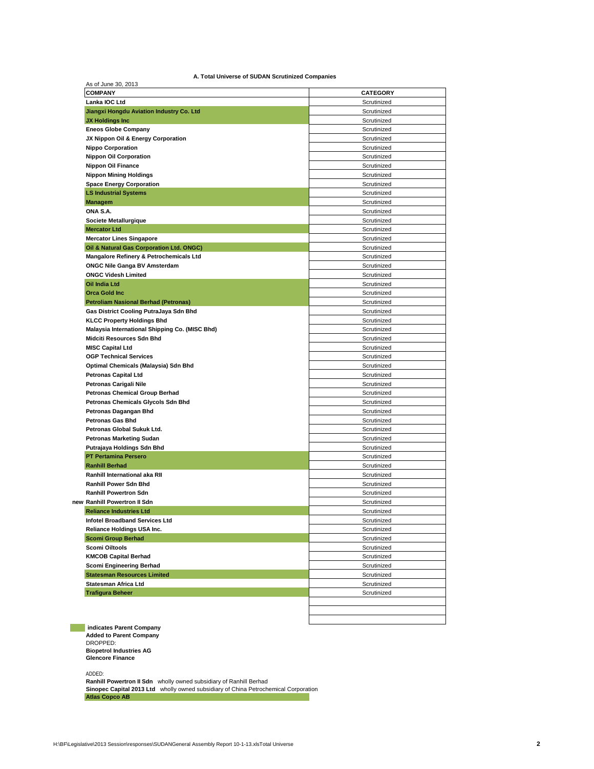**A. Total Universe of SUDAN Scrutinized Companies**

As of June 30, 2013

| | COMPANY | CATEGORY |
|---|---|---|
| | Lanka IOC Ltd | Scrutinized |
| | Jiangxi Hongdu Aviation Industry Co. Ltd | Scrutinized |
| | JX Holdings Inc | Scrutinized |
| | Eneos Globe Company | Scrutinized |
| | JX Nippon Oil & Energy Corporation | Scrutinized |
| | Nippo Corporation | Scrutinized |
| | Nippon Oil Corporation | Scrutinized |
| | Nippon Oil Finance | Scrutinized |
| | Nippon Mining Holdings | Scrutinized |
| | Space Energy Corporation | Scrutinized |
| | LS Industrial Systems | Scrutinized |
| | Managem | Scrutinized |
| | ONA S.A. | Scrutinized |
| | Societe Metallurgique | Scrutinized |
| | Mercator Ltd | Scrutinized |
| | Mercator Lines Singapore | Scrutinized |
| | Oil & Natural Gas Corporation Ltd. ONGC) | Scrutinized |
| | Mangalore Refinery & Petrochemicals Ltd | Scrutinized |
| | ONGC Nile Ganga BV Amsterdam | Scrutinized |
| | ONGC Videsh Limited | Scrutinized |
| | Oil India Ltd | Scrutinized |
| | Orca Gold Inc | Scrutinized |
| | Petroliam Nasional Berhad (Petronas) | Scrutinized |
| | Gas District Cooling PutraJaya Sdn Bhd | Scrutinized |
| | KLCC Property Holdings Bhd | Scrutinized |
| | Malaysia International Shipping Co. (MISC Bhd) | Scrutinized |
| | Midciti Resources Sdn Bhd | Scrutinized |
| | MISC Capital Ltd | Scrutinized |
| | OGP Technical Services | Scrutinized |
| | Optimal Chemicals (Malaysia) Sdn Bhd | Scrutinized |
| | Petronas Capital Ltd | Scrutinized |
| | Petronas Carigali Nile | Scrutinized |
| | Petronas Chemical Group Berhad | Scrutinized |
| | Petronas Chemicals Glycols Sdn Bhd | Scrutinized |
| | Petronas Dagangan Bhd | Scrutinized |
| | Petronas Gas Bhd | Scrutinized |
| | Petronas Global Sukuk Ltd. | Scrutinized |
| | Petronas Marketing Sudan | Scrutinized |
| | Putrajaya Holdings Sdn Bhd | Scrutinized |
| | PT Pertamina Persero | Scrutinized |
| | Ranhill Berhad | Scrutinized |
| | Ranhill International aka RII | Scrutinized |
| | Ranhill Power Sdn Bhd | Scrutinized |
| | Ranhill Powertron Sdn | Scrutinized |
| new | Ranhill Powertron II Sdn | Scrutinized |
| | Reliance Industries Ltd | Scrutinized |
| | Infotel Broadband Services Ltd | Scrutinized |
| | Reliance Holdings USA Inc. | Scrutinized |
| | Scomi Group Berhad | Scrutinized |
| | Scomi Oiltools | Scrutinized |
| | KMCOB Capital Berhad | Scrutinized |
| | Scomi Engineering Berhad | Scrutinized |
| | Statesman Resources Limited | Scrutinized |
| | Statesman Africa Ltd | Scrutinized |
| | Trafigura Beheer | Scrutinized |

**indicates Parent Company**
**Added to Parent Company**
DROPPED:
**Biopetrol Industries AG**
**Glencore Finance**

ADDED:
**Ranhill Powertron II Sdn** wholly owned subsidiary of Ranhill Berhad
**Sinopec Capital 2013 Ltd** wholly owned subsidiary of China Petrochemical Corporation
**Atlas Copco AB**

H:\BF\Legislative\2013 Session\responses\SUDANGeneral Assembly Report 10-1-13.xlsTotal Universe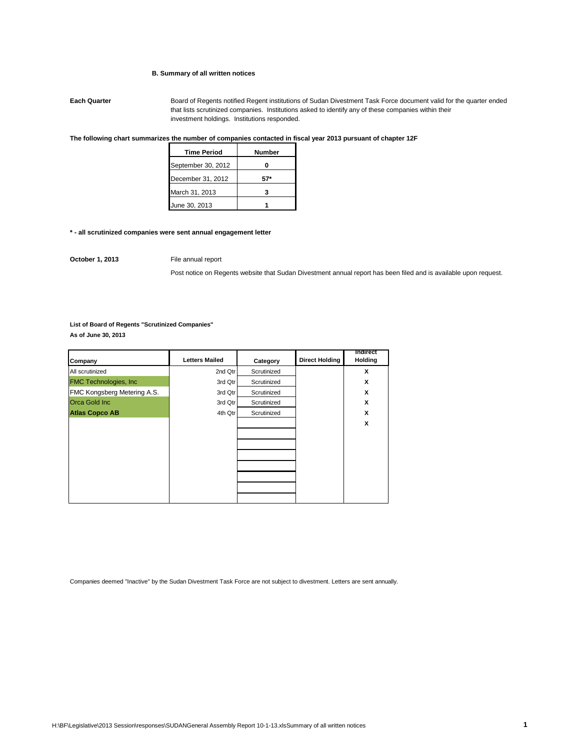### B. Summary of all written notices

**Each Quarter** Board of Regents notified Regent institutions of Sudan Divestment Task Force document valid for the quarter ended that lists scrutinized companies. Institutions asked to identify any of these companies within their investment holdings. Institutions responded.

**The following chart summarizes the number of companies contacted in fiscal year 2013 pursuant of chapter 12F**

| Time Period | Number |
|---|---|
| September 30, 2012 | 0 |
| December 31, 2012 | 57* |
| March 31, 2013 | 3 |
| June 30, 2013 | 1 |

**\* - all scrutinized companies were sent annual engagement letter**

**October 1, 2013** File annual report

Post notice on Regents website that Sudan Divestment annual report has been filed and is available upon request.

**List of Board of Regents "Scrutinized Companies"**
**As of June 30, 2013**

| Company | Letters Mailed | Category | Direct Holding | Indirect Holding |
|---|---|---|---|---|
| All scrutinized | 2nd Qtr | Scrutinized | | X |
| FMC Technologies, Inc | 3rd Qtr | Scrutinized | | X |
| FMC Kongsberg Metering A.S. | 3rd Qtr | Scrutinized | | X |
| Orca Gold Inc | 3rd Qtr | Scrutinized | | X |
| **Atlas Copco AB** | 4th Qtr | Scrutinized | | X |
| | | | | X |

Companies deemed "Inactive" by the Sudan Divestment Task Force are not subject to divestment. Letters are sent annually.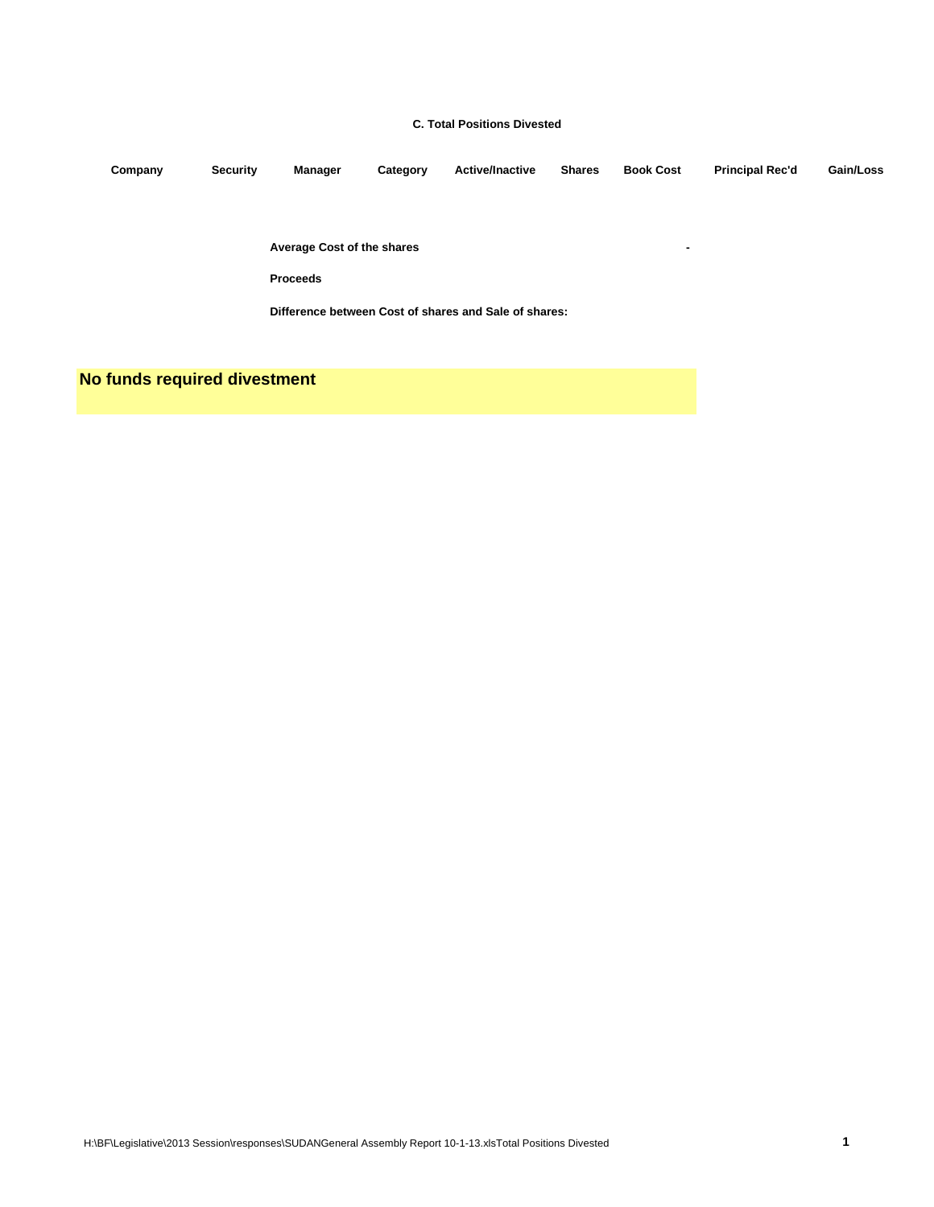### C. Total Positions Divested

| Company | Security | Manager | Category | Active/Inactive | Shares | Book Cost | Principal Rec'd | Gain/Loss |
|---|---|---|---|---|---|---|---|---|

**Average Cost of the shares** -

**Proceeds**

**Difference between Cost of shares and Sale of shares:**

**No funds required divestment**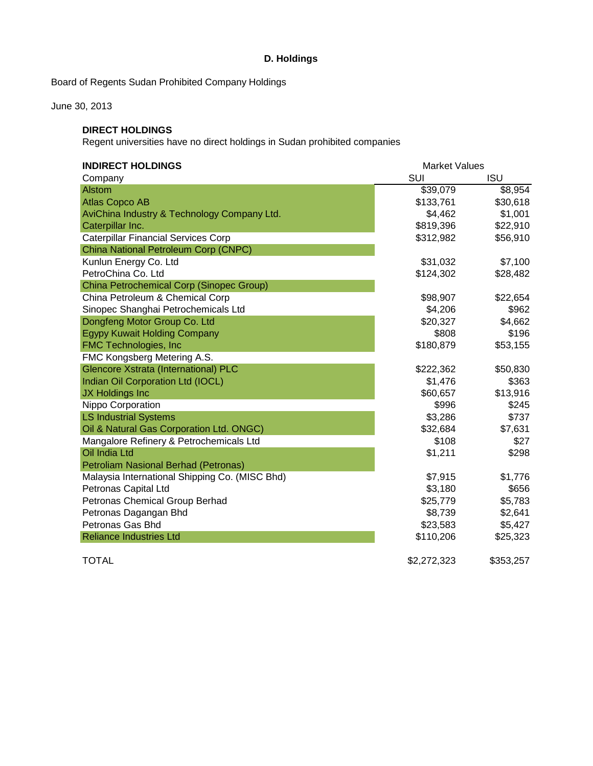**D. Holdings**

Board of Regents Sudan Prohibited Company Holdings

June 30, 2013

**DIRECT HOLDINGS**
Regent universities have no direct holdings in Sudan prohibited companies

| **INDIRECT HOLDINGS** | Market Values | |
|---|---|---|
| Company | SUI | ISU |
| Alstom | $39,079 | $8,954 |
| Atlas Copco AB | $133,761 | $30,618 |
| AviChina Industry & Technology Company Ltd. | $4,462 | $1,001 |
| Caterpillar Inc. | $819,396 | $22,910 |
| Caterpillar Financial Services Corp | $312,982 | $56,910 |
| China National Petroleum Corp (CNPC) | | |
| Kunlun Energy Co. Ltd | $31,032 | $7,100 |
| PetroChina Co. Ltd | $124,302 | $28,482 |
| China Petrochemical Corp (Sinopec Group) | | |
| China Petroleum & Chemical Corp | $98,907 | $22,654 |
| Sinopec Shanghai Petrochemicals Ltd | $4,206 | $962 |
| Dongfeng Motor Group Co. Ltd | $20,327 | $4,662 |
| Egypy Kuwait Holding Company | $808 | $196 |
| FMC Technologies, Inc | $180,879 | $53,155 |
| FMC Kongsberg Metering A.S. | | |
| Glencore Xstrata (International) PLC | $222,362 | $50,830 |
| Indian Oil Corporation Ltd (IOCL) | $1,476 | $363 |
| JX Holdings Inc | $60,657 | $13,916 |
| Nippo Corporation | $996 | $245 |
| LS Industrial Systems | $3,286 | $737 |
| Oil & Natural Gas Corporation Ltd. ONGC) | $32,684 | $7,631 |
| Mangalore Refinery & Petrochemicals Ltd | $108 | $27 |
| Oil India Ltd | $1,211 | $298 |
| Petroliam Nasional Berhad (Petronas) | | |
| Malaysia International Shipping Co. (MISC Bhd) | $7,915 | $1,776 |
| Petronas Capital Ltd | $3,180 | $656 |
| Petronas Chemical Group Berhad | $25,779 | $5,783 |
| Petronas Dagangan Bhd | $8,739 | $2,641 |
| Petronas Gas Bhd | $23,583 | $5,427 |
| Reliance Industries Ltd | $110,206 | $25,323 |
| | | |
| TOTAL | $2,272,323 | $353,257 |